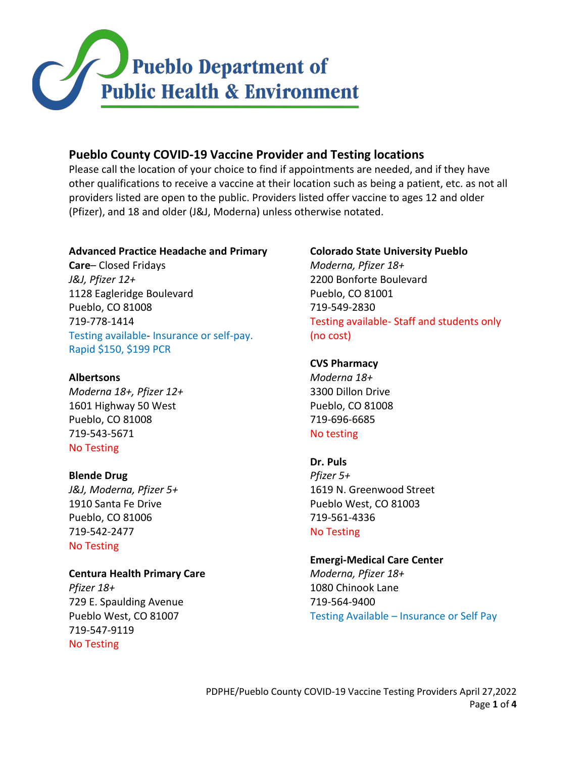Pueblo Department of Public Health & Environment

## Pueblo County COVID-19 Vaccine Provider and Testing locations

Please call the location of your choice to find if appointments are needed, and if they have other qualifications to receive a vaccine at their location such as being a patient, etc. as not all providers listed are open to the public. Providers listed offer vaccine to ages 12 and older (Pfizer), and 18 and older (J&J, Moderna) unless otherwise notated.

**Advanced Practice Headache and Primary Care**– Closed Fridays
*J&J, Pfizer 12+*
1128 Eagleridge Boulevard
Pueblo, CO 81008
719-778-1414
Testing available- Insurance or self-pay. Rapid $150, $199 PCR

**Albertsons**
*Moderna 18+, Pfizer 12+*
1601 Highway 50 West
Pueblo, CO 81008
719-543-5671
No Testing

**Blende Drug**
*J&J, Moderna, Pfizer 5+*
1910 Santa Fe Drive
Pueblo, CO 81006
719-542-2477
No Testing

**Centura Health Primary Care**
*Pfizer 18+*
729 E. Spaulding Avenue
Pueblo West, CO 81007
719-547-9119
No Testing

**Colorado State University Pueblo**
*Moderna, Pfizer 18+*
2200 Bonforte Boulevard
Pueblo, CO 81001
719-549-2830
Testing available- Staff and students only (no cost)

**CVS Pharmacy**
*Moderna 18+*
3300 Dillon Drive
Pueblo, CO 81008
719-696-6685
No testing

**Dr. Puls**
*Pfizer 5+*
1619 N. Greenwood Street
Pueblo West, CO 81003
719-561-4336
No Testing

**Emergi-Medical Care Center**
*Moderna, Pfizer 18+*
1080 Chinook Lane
719-564-9400
Testing Available – Insurance or Self Pay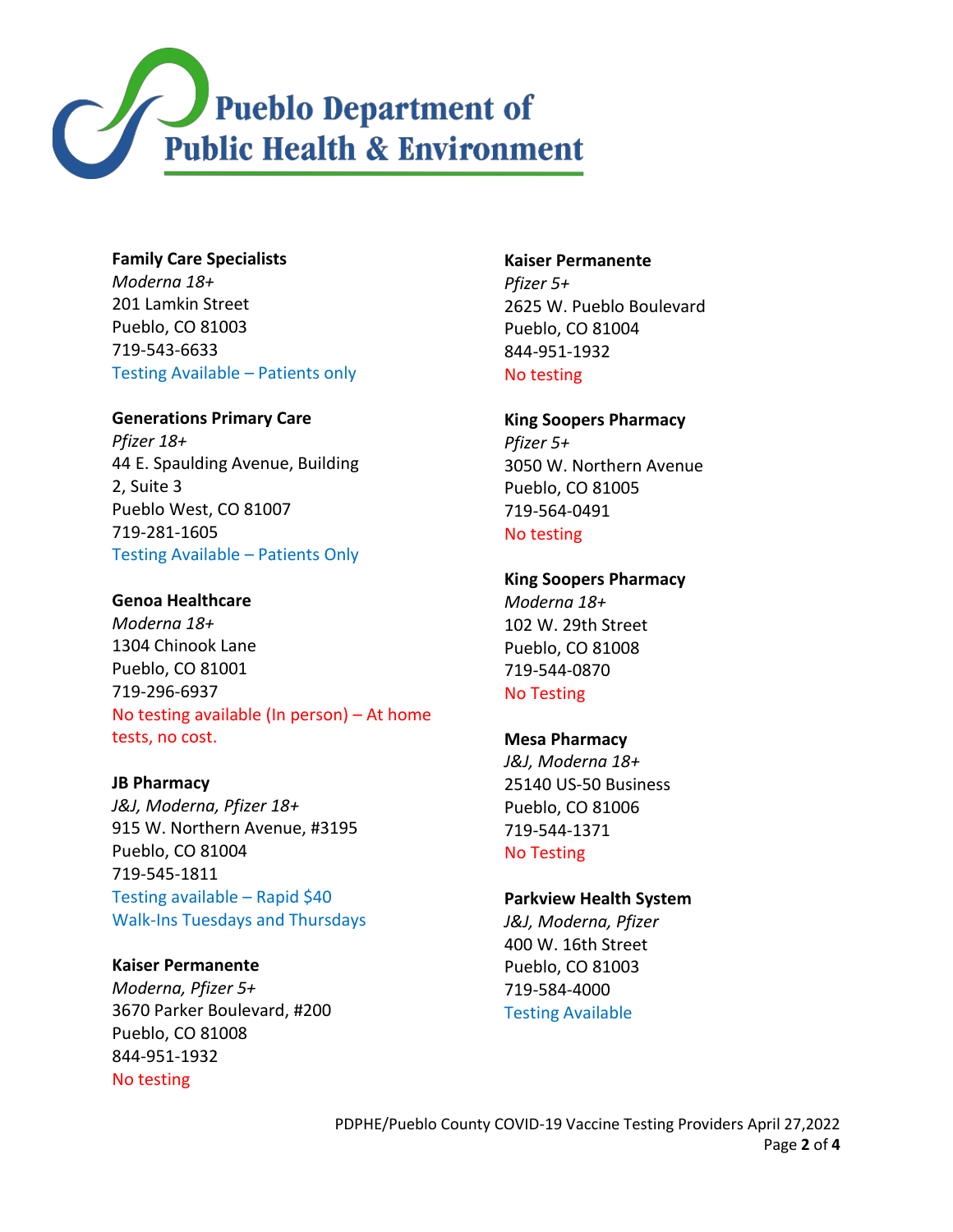**Pueblo Department of Public Health & Environment**

**Family Care Specialists**
*Moderna 18+*
201 Lamkin Street
Pueblo, CO 81003
719-543-6633
Testing Available – Patients only

**Generations Primary Care**
*Pfizer 18+*
44 E. Spaulding Avenue, Building 2, Suite 3
Pueblo West, CO 81007
719-281-1605
Testing Available – Patients Only

**Genoa Healthcare**
*Moderna 18+*
1304 Chinook Lane
Pueblo, CO 81001
719-296-6937
No testing available (In person) – At home tests, no cost.

**JB Pharmacy**
*J&J, Moderna, Pfizer 18+*
915 W. Northern Avenue, #3195
Pueblo, CO 81004
719-545-1811
Testing available – Rapid $40
Walk-Ins Tuesdays and Thursdays

**Kaiser Permanente**
*Moderna, Pfizer 5+*
3670 Parker Boulevard, #200
Pueblo, CO 81008
844-951-1932
No testing

**Kaiser Permanente**
*Pfizer 5+*
2625 W. Pueblo Boulevard
Pueblo, CO 81004
844-951-1932
No testing

**King Soopers Pharmacy**
*Pfizer 5+*
3050 W. Northern Avenue
Pueblo, CO 81005
719-564-0491
No testing

**King Soopers Pharmacy**
*Moderna 18+*
102 W. 29th Street
Pueblo, CO 81008
719-544-0870
No Testing

**Mesa Pharmacy**
*J&J, Moderna 18+*
25140 US-50 Business
Pueblo, CO 81006
719-544-1371
No Testing

**Parkview Health System**
*J&J, Moderna, Pfizer*
400 W. 16th Street
Pueblo, CO 81003
719-584-4000
Testing Available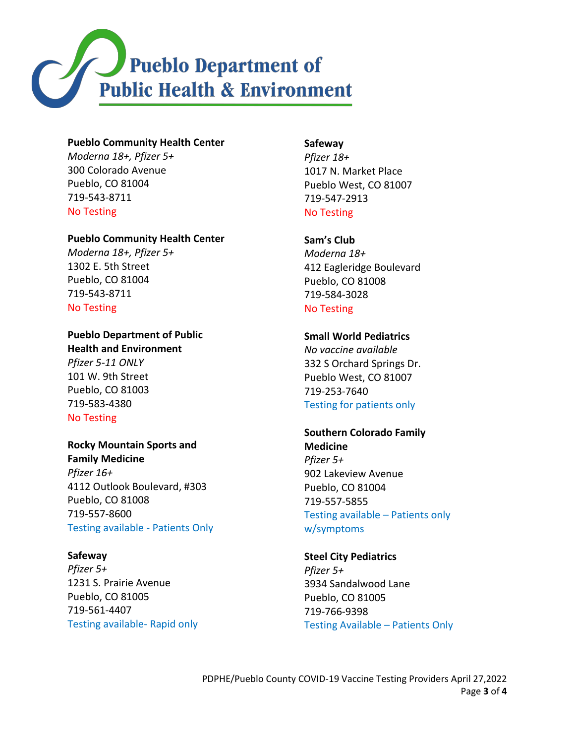**Pueblo Department of Public Health & Environment**

**Pueblo Community Health Center**
*Moderna 18+, Pfizer 5+*
300 Colorado Avenue
Pueblo, CO 81004
719-543-8711
No Testing

**Pueblo Community Health Center**
*Moderna 18+, Pfizer 5+*
1302 E. 5th Street
Pueblo, CO 81004
719-543-8711
No Testing

**Pueblo Department of Public Health and Environment**
*Pfizer 5-11 ONLY*
101 W. 9th Street
Pueblo, CO 81003
719-583-4380
No Testing

**Rocky Mountain Sports and Family Medicine**
*Pfizer 16+*
4112 Outlook Boulevard, #303
Pueblo, CO 81008
719-557-8600
Testing available - Patients Only

**Safeway**
*Pfizer 5+*
1231 S. Prairie Avenue
Pueblo, CO 81005
719-561-4407
Testing available- Rapid only

**Safeway**
*Pfizer 18+*
1017 N. Market Place
Pueblo West, CO 81007
719-547-2913
No Testing

**Sam's Club**
*Moderna 18+*
412 Eagleridge Boulevard
Pueblo, CO 81008
719-584-3028
No Testing

**Small World Pediatrics**
*No vaccine available*
332 S Orchard Springs Dr.
Pueblo West, CO 81007
719-253-7640
Testing for patients only

**Southern Colorado Family Medicine**
*Pfizer 5+*
902 Lakeview Avenue
Pueblo, CO 81004
719-557-5855
Testing available – Patients only w/symptoms

**Steel City Pediatrics**
*Pfizer 5+*
3934 Sandalwood Lane
Pueblo, CO 81005
719-766-9398
Testing Available – Patients Only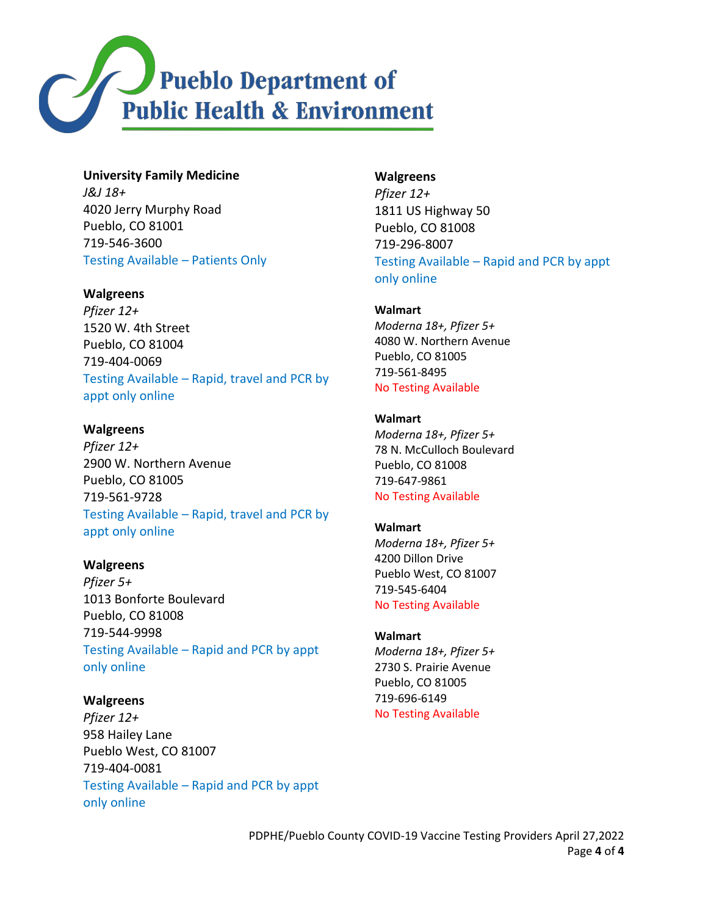**University Family Medicine**
*J&J 18+*
4020 Jerry Murphy Road
Pueblo, CO 81001
719-546-3600
Testing Available – Patients Only

**Walgreens**
*Pfizer 12+*
1520 W. 4th Street
Pueblo, CO 81004
719-404-0069
Testing Available – Rapid, travel and PCR by appt only online

**Walgreens**
*Pfizer 12+*
2900 W. Northern Avenue
Pueblo, CO 81005
719-561-9728
Testing Available – Rapid, travel and PCR by appt only online

**Walgreens**
*Pfizer 5+*
1013 Bonforte Boulevard
Pueblo, CO 81008
719-544-9998
Testing Available – Rapid and PCR by appt only online

**Walgreens**
*Pfizer 12+*
958 Hailey Lane
Pueblo West, CO 81007
719-404-0081
Testing Available – Rapid and PCR by appt only online

**Walgreens**
*Pfizer 12+*
1811 US Highway 50
Pueblo, CO 81008
719-296-8007
Testing Available – Rapid and PCR by appt only online

**Walmart**
*Moderna 18+, Pfizer 5+*
4080 W. Northern Avenue
Pueblo, CO 81005
719-561-8495
No Testing Available

**Walmart**
*Moderna 18+, Pfizer 5+*
78 N. McCulloch Boulevard
Pueblo, CO 81008
719-647-9861
No Testing Available

**Walmart**
*Moderna 18+, Pfizer 5+*
4200 Dillon Drive
Pueblo West, CO 81007
719-545-6404
No Testing Available

**Walmart**
*Moderna 18+, Pfizer 5+*
2730 S. Prairie Avenue
Pueblo, CO 81005
719-696-6149
No Testing Available